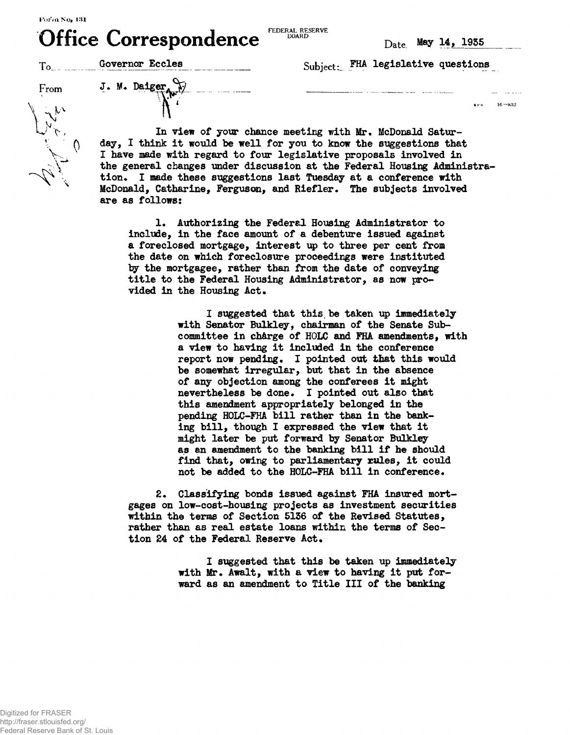Form No. 131

# Office Correspondence

FEDERAL RESERVE BOARD

Date May 14, 1935

To Governor Eccles

Subject: FHA legislative questions

From J. M. Daiger

In view of your chance meeting with Mr. McDonald Saturday, I think it would be well for you to know the suggestions that I have made with regard to four legislative proposals involved in the general changes under discussion at the Federal Housing Administration. I made these suggestions last Tuesday at a conference with McDonald, Catharine, Ferguson, and Riefler. The subjects involved are as follows:

1. Authorizing the Federal Housing Administrator to include, in the face amount of a debenture issued against a foreclosed mortgage, interest up to three per cent from the date on which foreclosure proceedings were instituted by the mortgagee, rather than from the date of conveying title to the Federal Housing Administrator, as now provided in the Housing Act.

   I suggested that this be taken up immediately with Senator Bulkley, chairman of the Senate Subcommittee in charge of HOLC and FHA amendments, with a view to having it included in the conference report now pending. I pointed out that this would be somewhat irregular, but that in the absence of any objection among the conferees it might nevertheless be done. I pointed out also that this amendment appropriately belonged in the pending HOLC-FHA bill rather than in the banking bill, though I expressed the view that it might later be put forward by Senator Bulkley as an amendment to the banking bill if he should find that, owing to parliamentary rules, it could not be added to the HOLC-FHA bill in conference.

2. Classifying bonds issued against FHA insured mortgages on low-cost-housing projects as investment securities within the terms of Section 5136 of the Revised Statutes, rather than as real estate loans within the terms of Section 24 of the Federal Reserve Act.

   I suggested that this be taken up immediately with Mr. Awalt, with a view to having it put forward as an amendment to Title III of the banking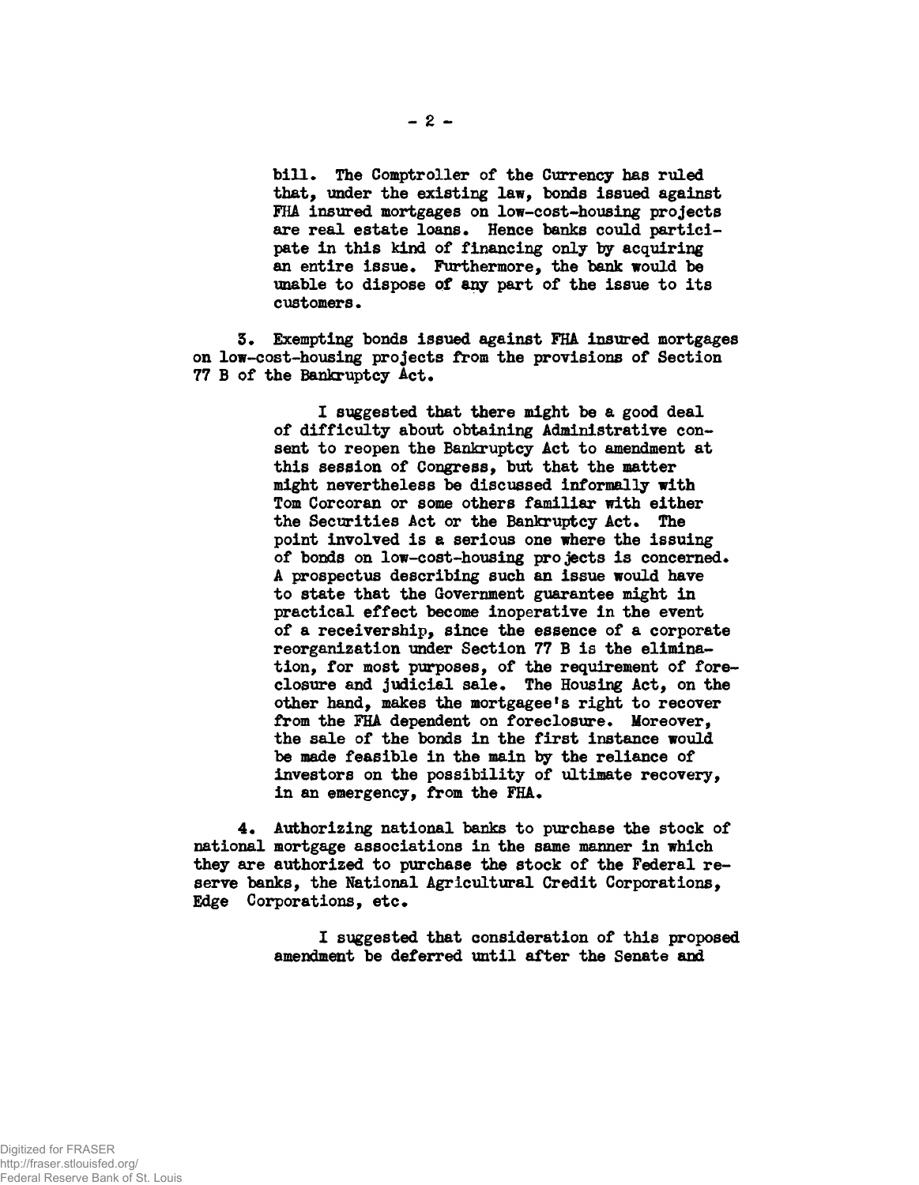bill. The Comptroller of the Currency has ruled that, under the existing law, bonds issued against FHA insured mortgages on low-cost-housing projects are real estate loans. Hence banks could participate in this kind of financing only by acquiring an entire issue. Furthermore, the bank would be unable to dispose of any part of the issue to its customers.

3. Exempting bonds issued against FHA insured mortgages on low-cost-housing projects from the provisions of Section 77 B of the Bankruptcy Act.

> I suggested that there might be a good deal of difficulty about obtaining Administrative consent to reopen the Bankruptcy Act to amendment at this session of Congress, but that the matter might nevertheless be discussed informally with Tom Corcoran or some others familiar with either the Securities Act or the Bankruptcy Act. The point involved is a serious one where the issuing of bonds on low-cost-housing projects is concerned. A prospectus describing such an issue would have to state that the Government guarantee might in practical effect become inoperative in the event of a receivership, since the essence of a corporate reorganization under Section 77 B is the elimination, for most purposes, of the requirement of foreclosure and judicial sale. The Housing Act, on the other hand, makes the mortgagee's right to recover from the FHA dependent on foreclosure. Moreover, the sale of the bonds in the first instance would be made feasible in the main by the reliance of investors on the possibility of ultimate recovery, in an emergency, from the FHA.

4. Authorizing national banks to purchase the stock of national mortgage associations in the same manner in which they are authorized to purchase the stock of the Federal reserve banks, the National Agricultural Credit Corporations, Edge Corporations, etc.

> I suggested that consideration of this proposed amendment be deferred until after the Senate and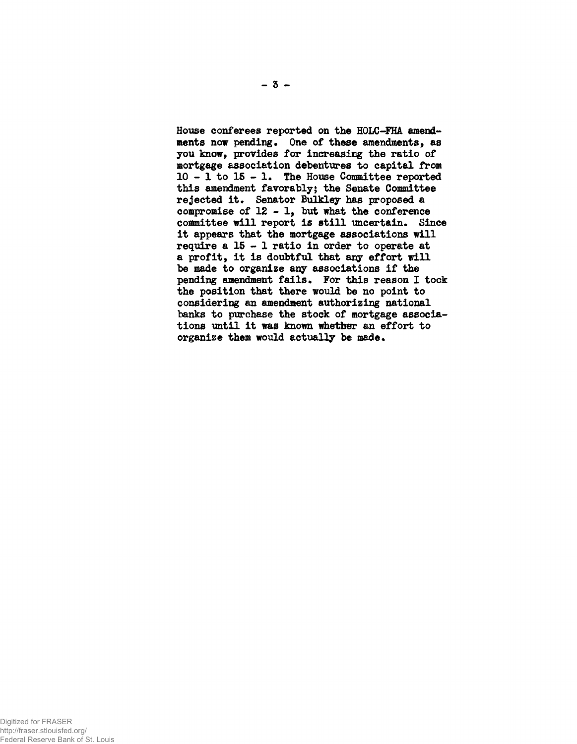House conferees reported on the HOLC-FHA amendments now pending. One of these amendments, as you know, provides for increasing the ratio of mortgage association debentures to capital from 10 - 1 to 15 - 1. The House Committee reported this amendment favorably; the Senate Committee rejected it. Senator Bulkley has proposed a compromise of 12 - 1, but what the conference committee will report is still uncertain. Since it appears that the mortgage associations will require a 15 - 1 ratio in order to operate at a profit, it is doubtful that any effort will be made to organize any associations if the pending amendment fails. For this reason I took the position that there would be no point to considering an amendment authorizing national banks to purchase the stock of mortgage associations until it was known whether an effort to organize them would actually be made.